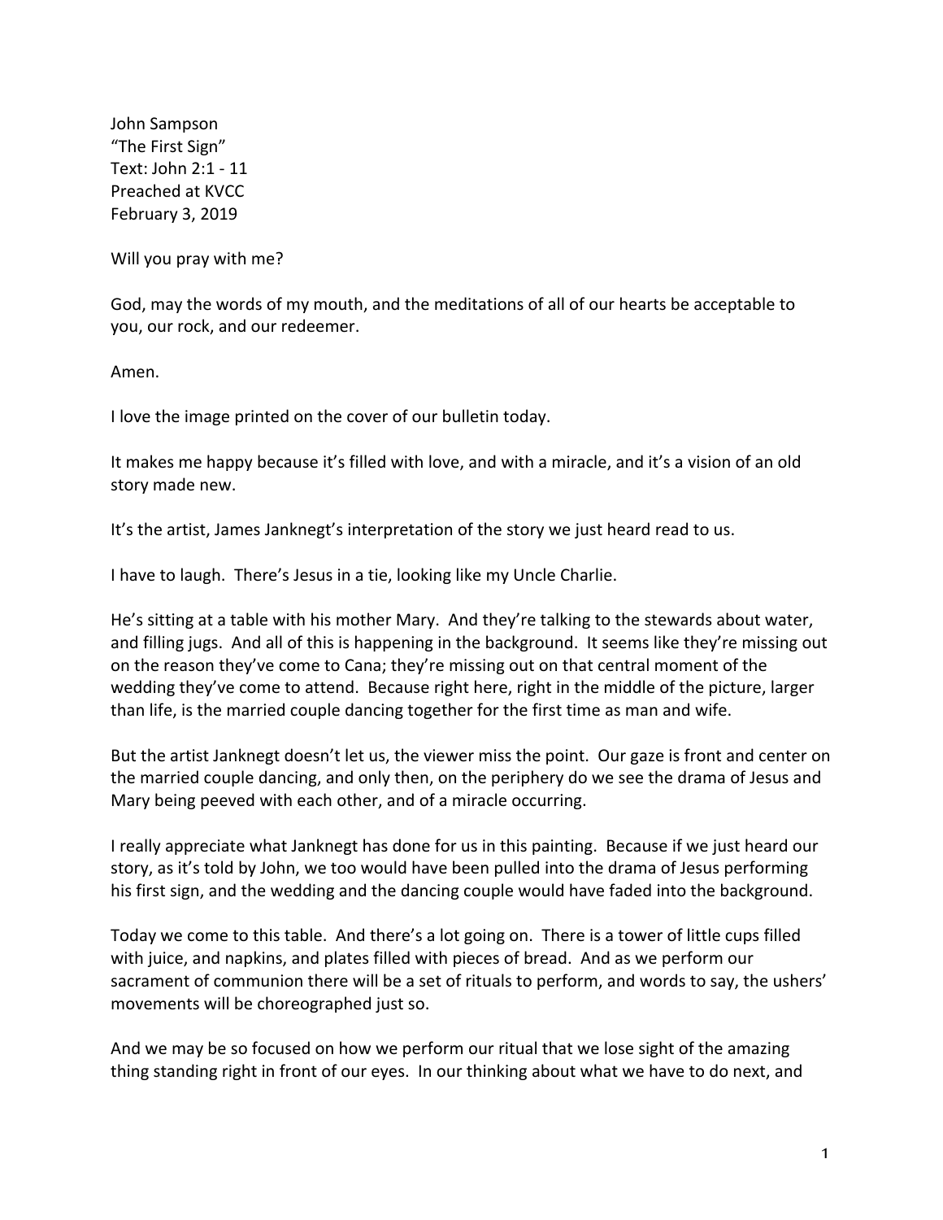John Sampson
"The First Sign"
Text: John 2:1 - 11
Preached at KVCC
February 3, 2019

Will you pray with me?

God, may the words of my mouth, and the meditations of all of our hearts be acceptable to you, our rock, and our redeemer.

Amen.

I love the image printed on the cover of our bulletin today.

It makes me happy because it's filled with love, and with a miracle, and it's a vision of an old story made new.

It's the artist, James Janknegt's interpretation of the story we just heard read to us.

I have to laugh. There's Jesus in a tie, looking like my Uncle Charlie.

He's sitting at a table with his mother Mary. And they're talking to the stewards about water, and filling jugs. And all of this is happening in the background. It seems like they're missing out on the reason they've come to Cana; they're missing out on that central moment of the wedding they've come to attend. Because right here, right in the middle of the picture, larger than life, is the married couple dancing together for the first time as man and wife.

But the artist Janknegt doesn't let us, the viewer miss the point. Our gaze is front and center on the married couple dancing, and only then, on the periphery do we see the drama of Jesus and Mary being peeved with each other, and of a miracle occurring.

I really appreciate what Janknegt has done for us in this painting. Because if we just heard our story, as it's told by John, we too would have been pulled into the drama of Jesus performing his first sign, and the wedding and the dancing couple would have faded into the background.

Today we come to this table. And there's a lot going on. There is a tower of little cups filled with juice, and napkins, and plates filled with pieces of bread. And as we perform our sacrament of communion there will be a set of rituals to perform, and words to say, the ushers' movements will be choreographed just so.

And we may be so focused on how we perform our ritual that we lose sight of the amazing thing standing right in front of our eyes. In our thinking about what we have to do next, and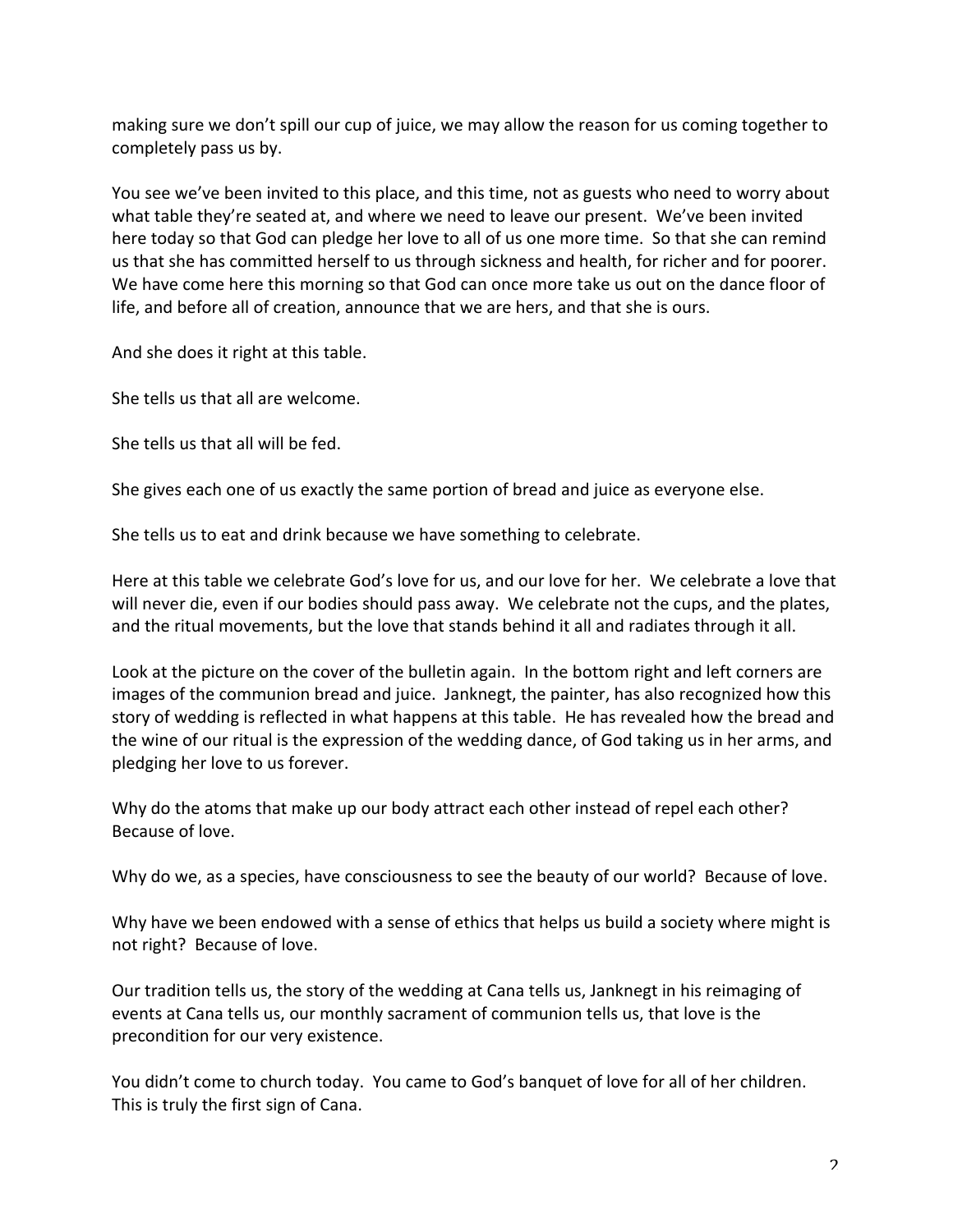making sure we don't spill our cup of juice, we may allow the reason for us coming together to completely pass us by.

You see we've been invited to this place, and this time, not as guests who need to worry about what table they're seated at, and where we need to leave our present. We've been invited here today so that God can pledge her love to all of us one more time. So that she can remind us that she has committed herself to us through sickness and health, for richer and for poorer. We have come here this morning so that God can once more take us out on the dance floor of life, and before all of creation, announce that we are hers, and that she is ours.

And she does it right at this table.

She tells us that all are welcome.

She tells us that all will be fed.

She gives each one of us exactly the same portion of bread and juice as everyone else.

She tells us to eat and drink because we have something to celebrate.

Here at this table we celebrate God's love for us, and our love for her. We celebrate a love that will never die, even if our bodies should pass away. We celebrate not the cups, and the plates, and the ritual movements, but the love that stands behind it all and radiates through it all.

Look at the picture on the cover of the bulletin again. In the bottom right and left corners are images of the communion bread and juice. Janknegt, the painter, has also recognized how this story of wedding is reflected in what happens at this table. He has revealed how the bread and the wine of our ritual is the expression of the wedding dance, of God taking us in her arms, and pledging her love to us forever.

Why do the atoms that make up our body attract each other instead of repel each other? Because of love.

Why do we, as a species, have consciousness to see the beauty of our world? Because of love.

Why have we been endowed with a sense of ethics that helps us build a society where might is not right? Because of love.

Our tradition tells us, the story of the wedding at Cana tells us, Janknegt in his reimaging of events at Cana tells us, our monthly sacrament of communion tells us, that love is the precondition for our very existence.

You didn't come to church today. You came to God's banquet of love for all of her children. This is truly the first sign of Cana.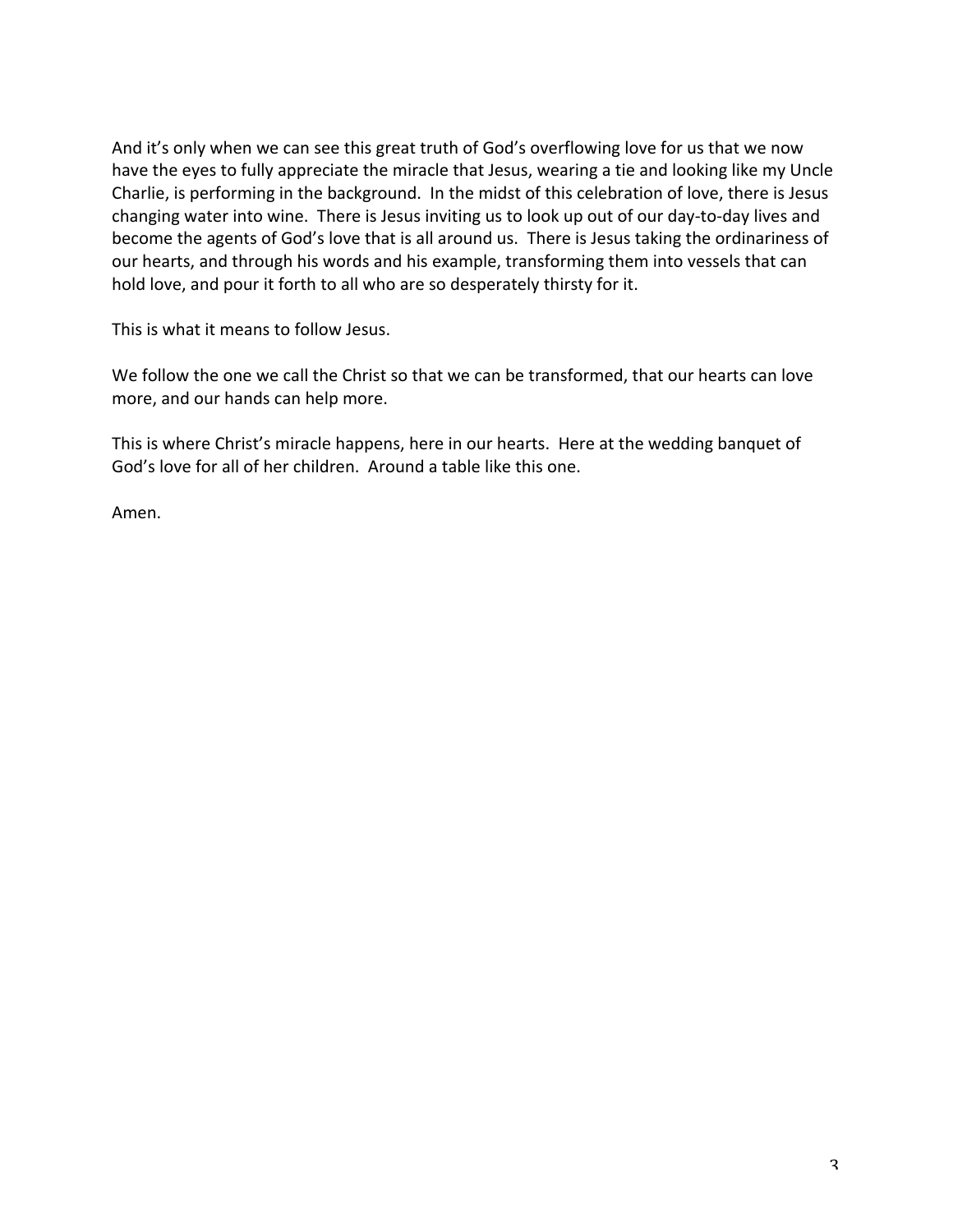And it's only when we can see this great truth of God's overflowing love for us that we now have the eyes to fully appreciate the miracle that Jesus, wearing a tie and looking like my Uncle Charlie, is performing in the background. In the midst of this celebration of love, there is Jesus changing water into wine. There is Jesus inviting us to look up out of our day-to-day lives and become the agents of God's love that is all around us. There is Jesus taking the ordinariness of our hearts, and through his words and his example, transforming them into vessels that can hold love, and pour it forth to all who are so desperately thirsty for it.

This is what it means to follow Jesus.

We follow the one we call the Christ so that we can be transformed, that our hearts can love more, and our hands can help more.

This is where Christ's miracle happens, here in our hearts. Here at the wedding banquet of God's love for all of her children. Around a table like this one.

Amen.